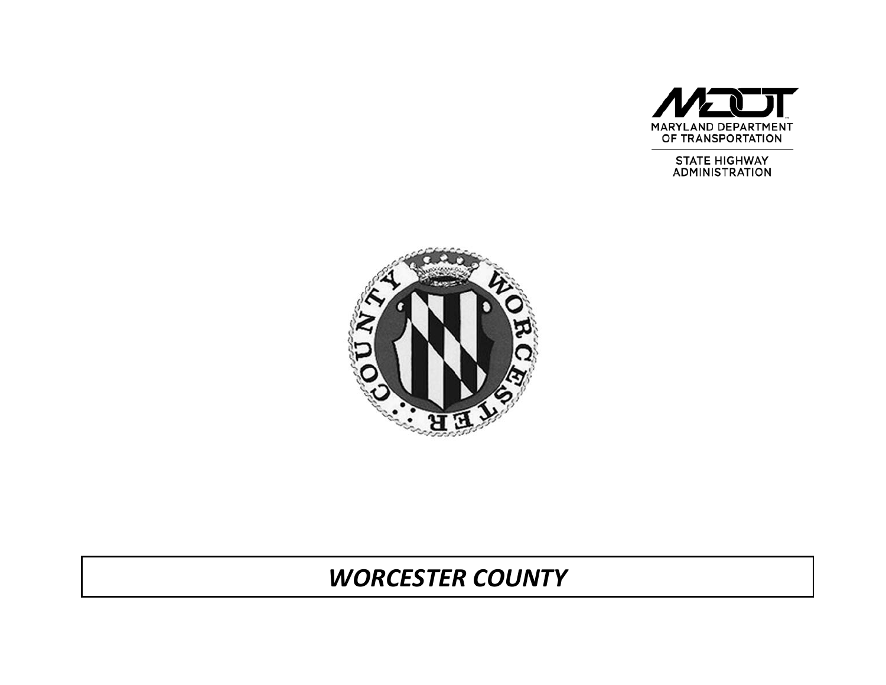MARYLAND DEPARTMENT OF TRANSPORTATION

STATE HIGHWAY ADMINISTRATION

# *WORCESTER COUNTY*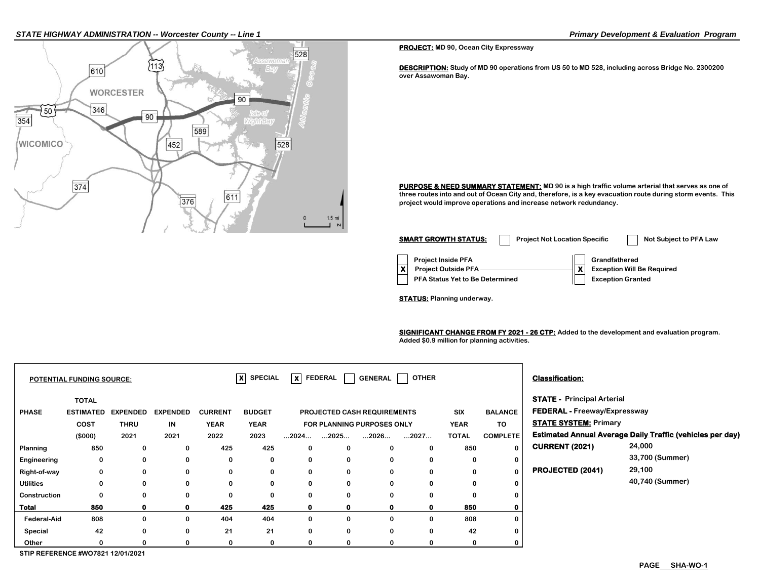**PROJECT:** MD 90, Ocean City Expressway

**DESCRIPTION:** Study of MD 90 operations from US 50 to MD 528, including across Bridge No. 2300200 over Assawoman Bay.

**PURPOSE & NEED SUMMARY STATEMENT:** MD 90 is a high traffic volume arterial that serves as one of three routes into and out of Ocean City and, therefore, is a key evacuation route during storm events. This project would improve operations and increase network redundancy.

**SMART GROWTH STATUS:**
- [ ] Project Not Location Specific
- [ ] Not Subject to PFA Law
- [ ] Project Inside PFA
- [X] Project Outside PFA
- [ ] PFA Status Yet to Be Determined
- [ ] Grandfathered
- [X] Exception Will Be Required
- [ ] Exception Granted

**STATUS:** Planning underway.

**SIGNIFICANT CHANGE FROM FY 2021 - 26 CTP:** Added to the development and evaluation program. Added $0.9 million for planning activities.

**POTENTIAL FUNDING SOURCE:** [X] SPECIAL [X] FEDERAL [ ] GENERAL [ ] OTHER

| PHASE | TOTAL ESTIMATED COST ($000) | EXPENDED THRU 2021 | EXPENDED IN 2021 | CURRENT YEAR 2022 | BUDGET YEAR 2023 | ...2024... | ...2025... | ...2026... | ...2027... | SIX YEAR TOTAL | BALANCE TO COMPLETE |
|---|---|---|---|---|---|---|---|---|---|---|---|
| Planning | 850 | 0 | 0 | 425 | 425 | 0 | 0 | 0 | 0 | 850 | 0 |
| Engineering | 0 | 0 | 0 | 0 | 0 | 0 | 0 | 0 | 0 | 0 | 0 |
| Right-of-way | 0 | 0 | 0 | 0 | 0 | 0 | 0 | 0 | 0 | 0 | 0 |
| Utilities | 0 | 0 | 0 | 0 | 0 | 0 | 0 | 0 | 0 | 0 | 0 |
| Construction | 0 | 0 | 0 | 0 | 0 | 0 | 0 | 0 | 0 | 0 | 0 |
| **Total** | **850** | **0** | **0** | **425** | **425** | **0** | **0** | **0** | **0** | **850** | **0** |
| Federal-Aid | 808 | 0 | 0 | 404 | 404 | 0 | 0 | 0 | 0 | 808 | 0 |
| Special | 42 | 0 | 0 | 21 | 21 | 0 | 0 | 0 | 0 | 42 | 0 |
| Other | 0 | 0 | 0 | 0 | 0 | 0 | 0 | 0 | 0 | 0 | 0 |

PROJECTED CASH REQUIREMENTS FOR PLANNING PURPOSES ONLY (2024–2027)

STIP REFERENCE #WO7821 12/01/2021

**Classification:**

**STATE -** Principal Arterial

**FEDERAL -** Freeway/Expressway

**STATE SYSTEM:** Primary

**Estimated Annual Average Daily Traffic (vehicles per day)**

| | |
|---|---|
| **CURRENT (2021)** | 24,000 |
| | 33,700 (Summer) |
| **PROJECTED (2041)** | 29,100 |
| | 40,740 (Summer) |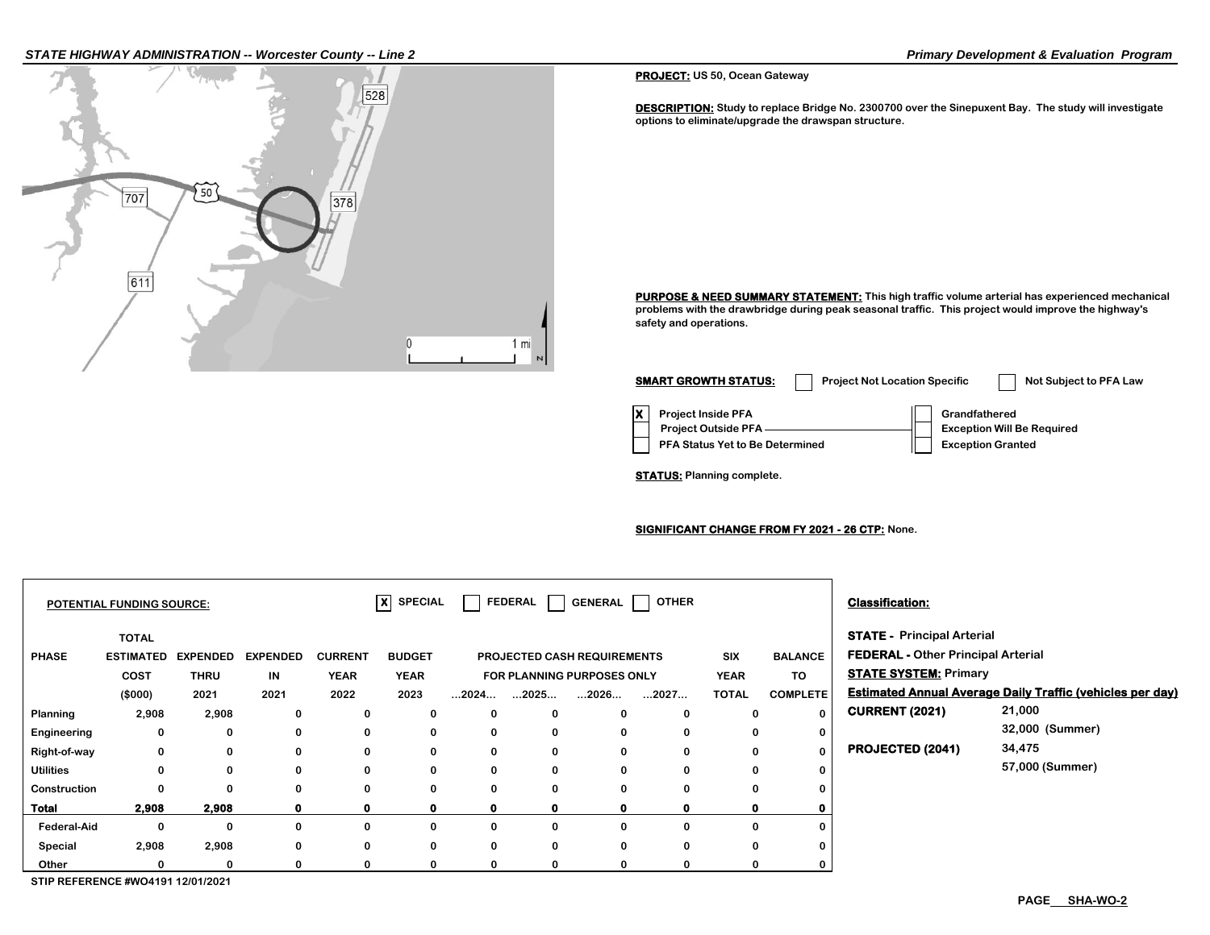**PROJECT:** US 50, Ocean Gateway

**DESCRIPTION:** Study to replace Bridge No. 2300700 over the Sinepuxent Bay. The study will investigate options to eliminate/upgrade the drawspan structure.

**PURPOSE & NEED SUMMARY STATEMENT:** This high traffic volume arterial has experienced mechanical problems with the drawbridge during peak seasonal traffic. This project would improve the highway's safety and operations.

**SMART GROWTH STATUS:** [ ] Project Not Location Specific [ ] Not Subject to PFA Law

- [X] Project Inside PFA
- [ ] Project Outside PFA
- [ ] PFA Status Yet to Be Determined
- [ ] Grandfathered
- [ ] Exception Will Be Required
- [ ] Exception Granted

**STATUS:** Planning complete.

**SIGNIFICANT CHANGE FROM FY 2021 - 26 CTP:** None.

**POTENTIAL FUNDING SOURCE:** [X] SPECIAL [ ] FEDERAL [ ] GENERAL [ ] OTHER

| PHASE | TOTAL ESTIMATED COST ($000) | EXPENDED THRU 2021 | EXPENDED IN 2021 | CURRENT YEAR 2022 | BUDGET YEAR 2023 | PROJECTED CASH REQUIREMENTS FOR PLANNING PURPOSES ONLY ...2024... | ...2025... | ...2026... | ...2027... | SIX YEAR TOTAL | BALANCE TO COMPLETE |
|---|---|---|---|---|---|---|---|---|---|---|---|
| Planning | 2,908 | 2,908 | 0 | 0 | 0 | 0 | 0 | 0 | 0 | 0 | 0 |
| Engineering | 0 | 0 | 0 | 0 | 0 | 0 | 0 | 0 | 0 | 0 | 0 |
| Right-of-way | 0 | 0 | 0 | 0 | 0 | 0 | 0 | 0 | 0 | 0 | 0 |
| Utilities | 0 | 0 | 0 | 0 | 0 | 0 | 0 | 0 | 0 | 0 | 0 |
| Construction | 0 | 0 | 0 | 0 | 0 | 0 | 0 | 0 | 0 | 0 | 0 |
| **Total** | **2,908** | **2,908** | **0** | **0** | **0** | **0** | **0** | **0** | **0** | **0** | **0** |
| Federal-Aid | 0 | 0 | 0 | 0 | 0 | 0 | 0 | 0 | 0 | 0 | 0 |
| Special | 2,908 | 2,908 | 0 | 0 | 0 | 0 | 0 | 0 | 0 | 0 | 0 |
| Other | 0 | 0 | 0 | 0 | 0 | 0 | 0 | 0 | 0 | 0 | 0 |

STIP REFERENCE #WO4191 12/01/2021

**Classification:**

**STATE -** Principal Arterial
**FEDERAL -** Other Principal Arterial
**STATE SYSTEM:** Primary

**Estimated Annual Average Daily Traffic (vehicles per day)**

| | |
|---|---|
| **CURRENT (2021)** | 21,000 |
| | 32,000 (Summer) |
| **PROJECTED (2041)** | 34,475 |
| | 57,000 (Summer) |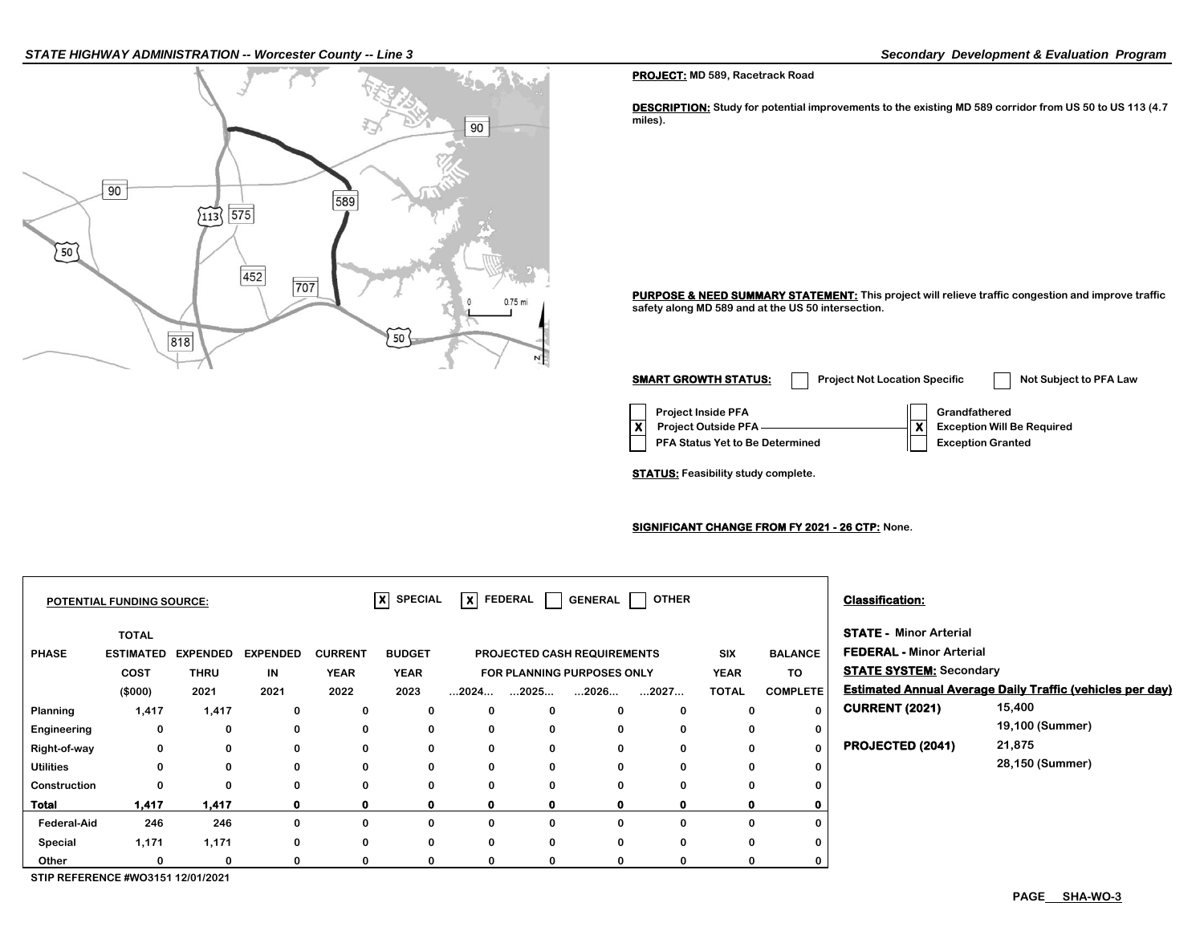**PROJECT:** MD 589, Racetrack Road

**DESCRIPTION:** Study for potential improvements to the existing MD 589 corridor from US 50 to US 113 (4.7 miles).

**PURPOSE & NEED SUMMARY STATEMENT:** This project will relieve traffic congestion and improve traffic safety along MD 589 and at the US 50 intersection.

**SMART GROWTH STATUS:** [ ] Project Not Location Specific [ ] Not Subject to PFA Law

- [ ] Project Inside PFA
- [X] Project Outside PFA
- [ ] PFA Status Yet to Be Determined

- [ ] Grandfathered
- [X] Exception Will Be Required
- [ ] Exception Granted

**STATUS:** Feasibility study complete.

**SIGNIFICANT CHANGE FROM FY 2021 - 26 CTP:** None.

**POTENTIAL FUNDING SOURCE:** [X] SPECIAL [X] FEDERAL [ ] GENERAL [ ] OTHER

| PHASE | TOTAL ESTIMATED COST ($000) | EXPENDED THRU 2021 | EXPENDED IN 2021 | CURRENT YEAR 2022 | BUDGET YEAR 2023 | PROJECTED CASH REQUIREMENTS FOR PLANNING PURPOSES ONLY ...2024... | ...2025... | ...2026... | ...2027... | SIX YEAR TOTAL | BALANCE TO COMPLETE |
|---|---|---|---|---|---|---|---|---|---|---|---|
| Planning | 1,417 | 1,417 | 0 | 0 | 0 | 0 | 0 | 0 | 0 | 0 | 0 |
| Engineering | 0 | 0 | 0 | 0 | 0 | 0 | 0 | 0 | 0 | 0 | 0 |
| Right-of-way | 0 | 0 | 0 | 0 | 0 | 0 | 0 | 0 | 0 | 0 | 0 |
| Utilities | 0 | 0 | 0 | 0 | 0 | 0 | 0 | 0 | 0 | 0 | 0 |
| Construction | 0 | 0 | 0 | 0 | 0 | 0 | 0 | 0 | 0 | 0 | 0 |
| **Total** | **1,417** | **1,417** | **0** | **0** | **0** | **0** | **0** | **0** | **0** | **0** | **0** |
| Federal-Aid | 246 | 246 | 0 | 0 | 0 | 0 | 0 | 0 | 0 | 0 | 0 |
| Special | 1,171 | 1,171 | 0 | 0 | 0 | 0 | 0 | 0 | 0 | 0 | 0 |
| Other | 0 | 0 | 0 | 0 | 0 | 0 | 0 | 0 | 0 | 0 | 0 |

STIP REFERENCE #WO3151 12/01/2021

**Classification:**

**STATE -** Minor Arterial

**FEDERAL -** Minor Arterial

**STATE SYSTEM:** Secondary

**Estimated Annual Average Daily Traffic (vehicles per day)**

| | |
|---|---|
| **CURRENT (2021)** | 15,400 |
| | 19,100 (Summer) |
| **PROJECTED (2041)** | 21,875 |
| | 28,150 (Summer) |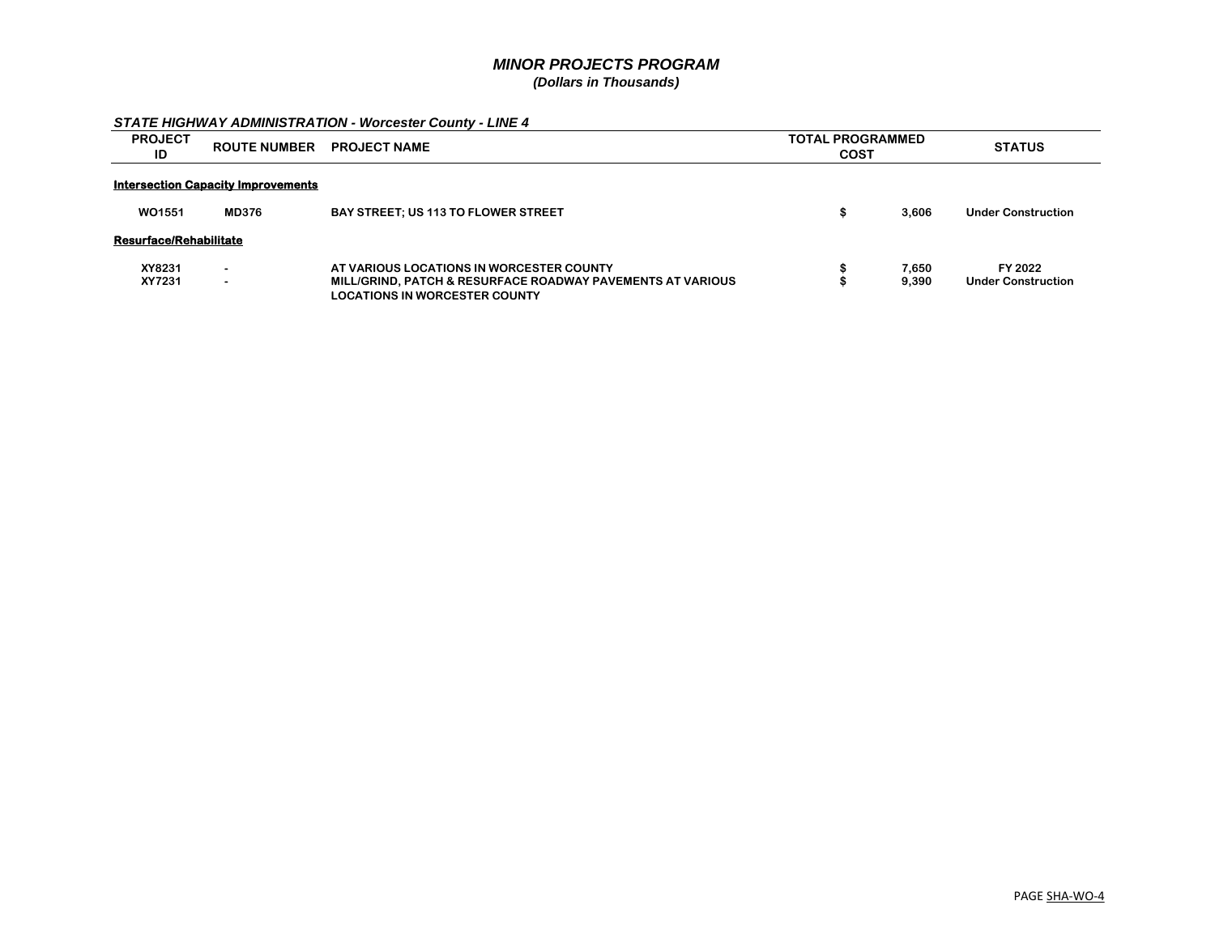# *MINOR PROJECTS PROGRAM*

***(Dollars in Thousands)***

***STATE HIGHWAY ADMINISTRATION - Worcester County - LINE 4***

| PROJECT ID | ROUTE NUMBER | PROJECT NAME | TOTAL PROGRAMMED COST | | STATUS |
|---|---|---|---|---|---|
| **Intersection Capacity Improvements** | | | | | |
| WO1551 | MD376 | BAY STREET; US 113 TO FLOWER STREET | $ | 3,606 | Under Construction |
| **Resurface/Rehabilitate** | | | | | |
| XY8231 | - | AT VARIOUS LOCATIONS IN WORCESTER COUNTY | $ | 7,650 | FY 2022 |
| XY7231 | - | MILL/GRIND, PATCH & RESURFACE ROADWAY PAVEMENTS AT VARIOUS LOCATIONS IN WORCESTER COUNTY | $ | 9,390 | Under Construction |